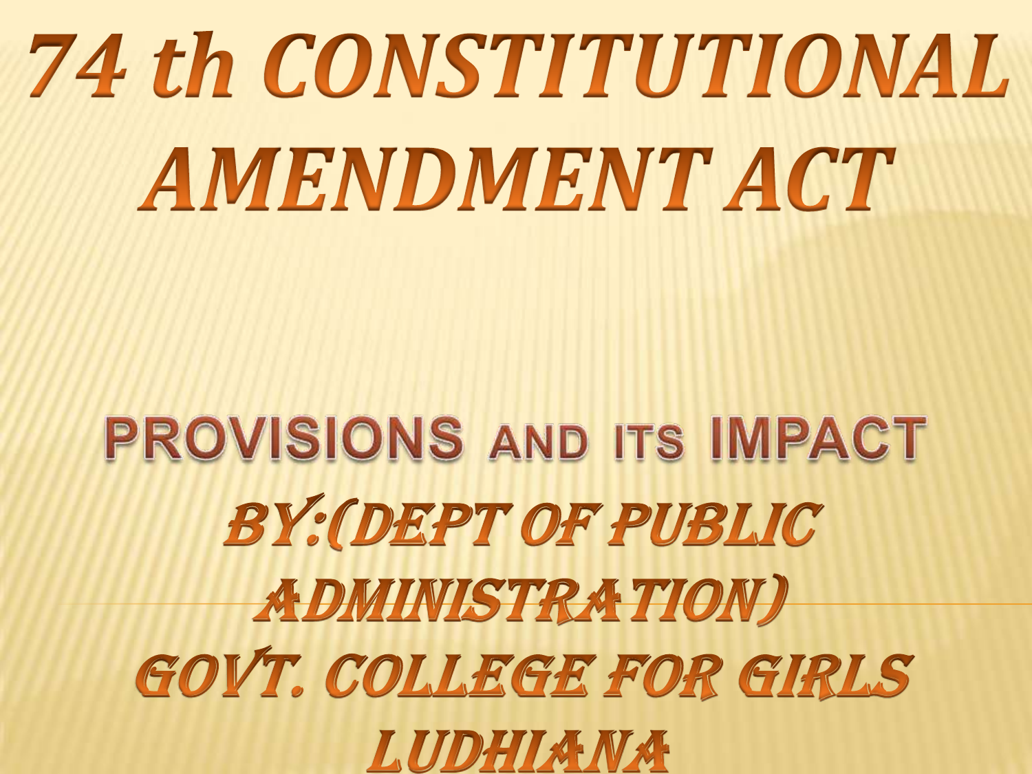# 74 th CONSTITUTIONAL AMENDMENT ACT

## PROVISIONS AND ITS IMPACT

BY:(DEPT OF PUBLIC ADMINISTRATION)

GOVT. COLLEGE FOR GIRLS LUDHIANA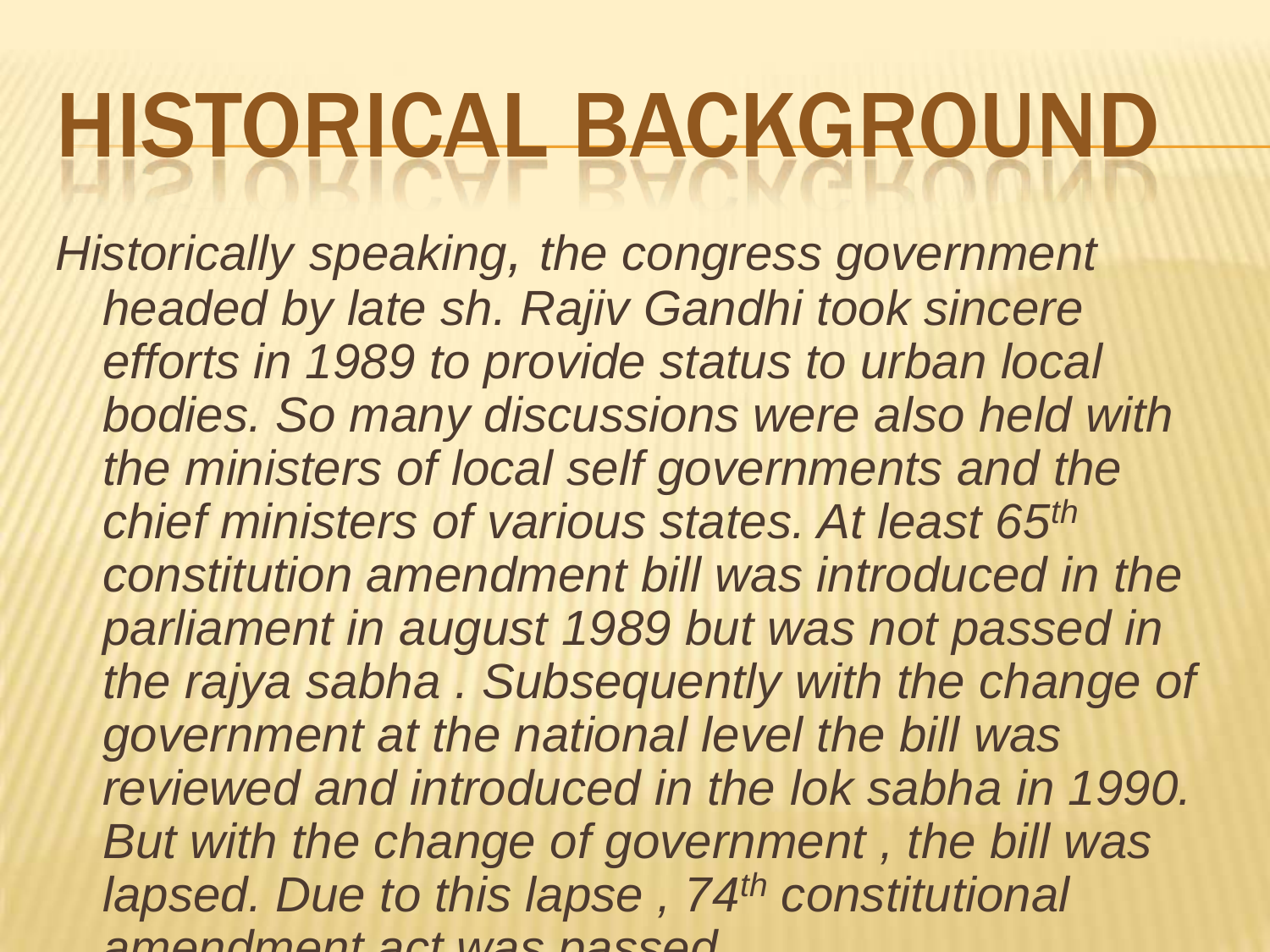# HISTORICAL BACKGROUND

*Historically speaking, the congress government headed by late sh. Rajiv Gandhi took sincere efforts in 1989 to provide status to urban local bodies. So many discussions were also held with the ministers of local self governments and the chief ministers of various states. At least 65th constitution amendment bill was introduced in the parliament in august 1989 but was not passed in the rajya sabha . Subsequently with the change of government at the national level the bill was reviewed and introduced in the lok sabha in 1990. But with the change of government , the bill was lapsed. Due to this lapse , 74th constitutional amendment act was passed.*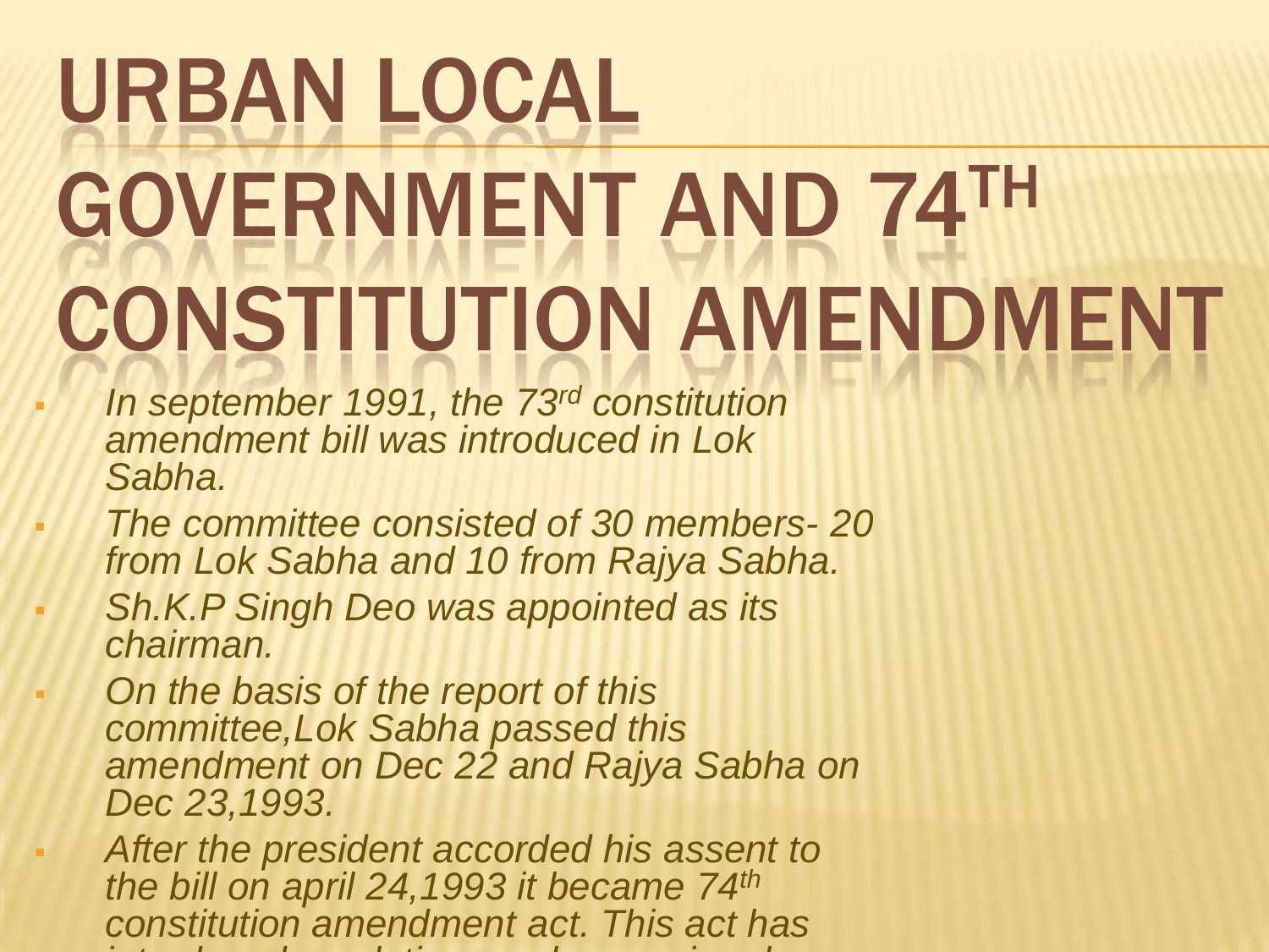# URBAN LOCAL GOVERNMENT AND 74TH CONSTITUTION AMENDMENT

- *In september 1991, the 73rd constitution amendment bill was introduced in Lok Sabha.*
- *The committee consisted of 30 members- 20 from Lok Sabha and 10 from Rajya Sabha.*
- *Sh.K.P Singh Deo was appointed as its chairman.*
- *On the basis of the report of this committee,Lok Sabha passed this amendment on Dec 22 and Rajya Sabha on Dec 23,1993.*
- *After the president accorded his assent to the bill on april 24,1993 it became 74th constitution amendment act. This act has*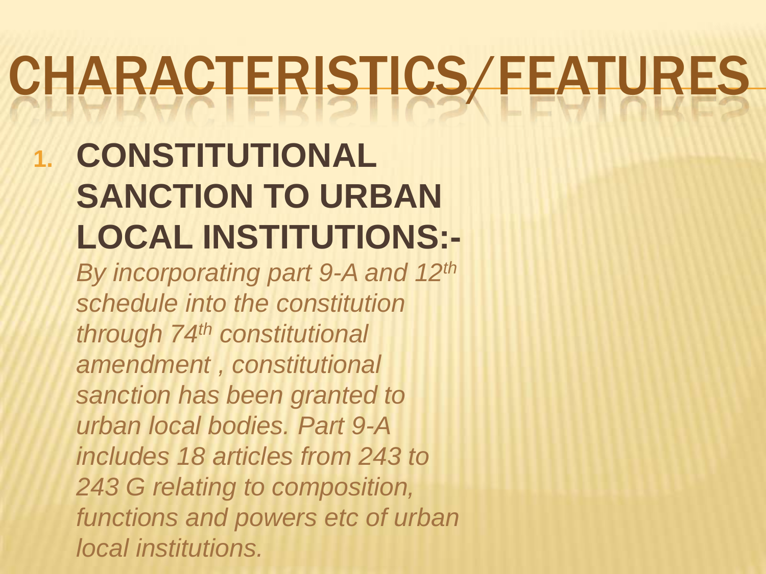# CHARACTERISTICS/FEATURES

1. **CONSTITUTIONAL SANCTION TO URBAN LOCAL INSTITUTIONS:-**

   *By incorporating part 9-A and 12th schedule into the constitution through 74th constitutional amendment , constitutional sanction has been granted to urban local bodies. Part 9-A includes 18 articles from 243 to 243 G relating to composition, functions and powers etc of urban local institutions.*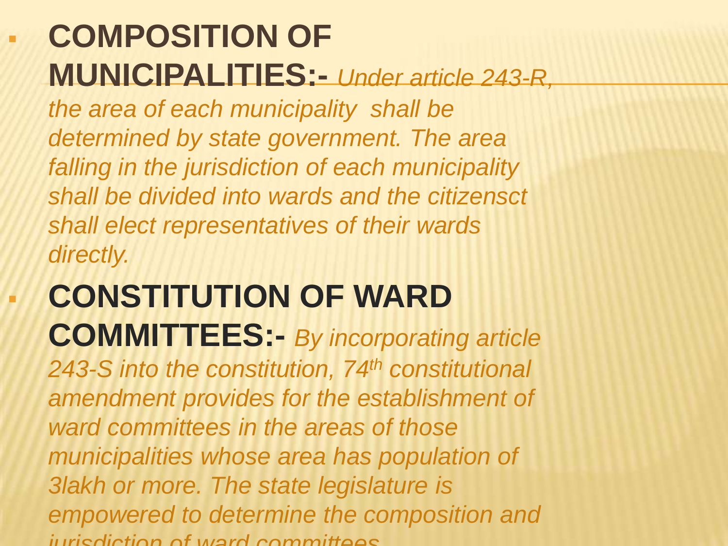- **COMPOSITION OF MUNICIPALITIES:-** *Under article 243-R, the area of each municipality shall be determined by state government. The area falling in the jurisdiction of each municipality shall be divided into wards and the citizensct shall elect representatives of their wards directly.*
- **CONSTITUTION OF WARD COMMITTEES:-** *By incorporating article 243-S into the constitution, 74th constitutional amendment provides for the establishment of ward committees in the areas of those municipalities whose area has population of 3lakh or more. The state legislature is empowered to determine the composition and jurisdiction of ward committees.*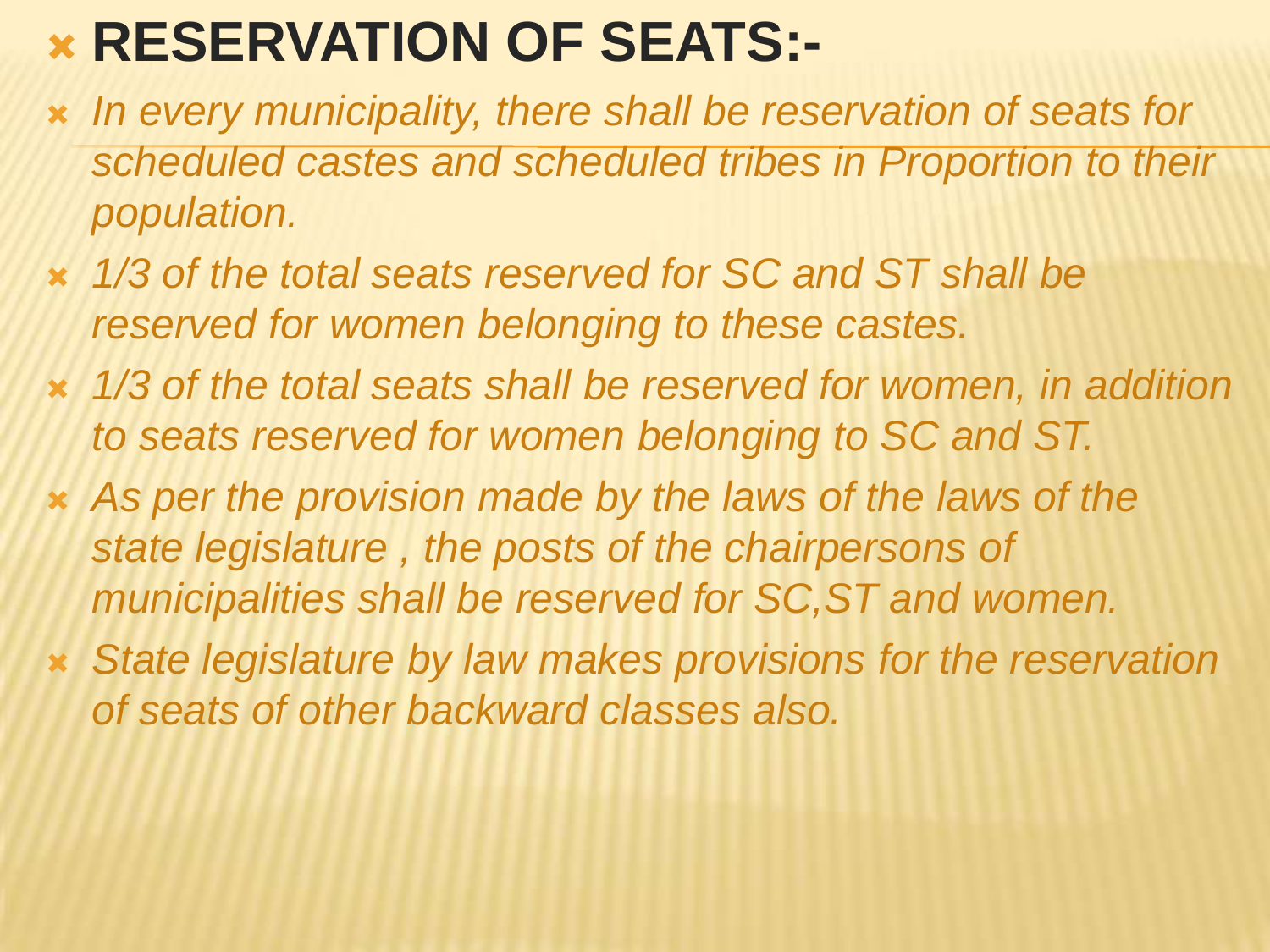# RESERVATION OF SEATS:-

- *In every municipality, there shall be reservation of seats for scheduled castes and scheduled tribes in Proportion to their population.*
- *1/3 of the total seats reserved for SC and ST shall be reserved for women belonging to these castes.*
- *1/3 of the total seats shall be reserved for women, in addition to seats reserved for women belonging to SC and ST.*
- *As per the provision made by the laws of the laws of the state legislature , the posts of the chairpersons of municipalities shall be reserved for SC,ST and women.*
- *State legislature by law makes provisions for the reservation of seats of other backward classes also.*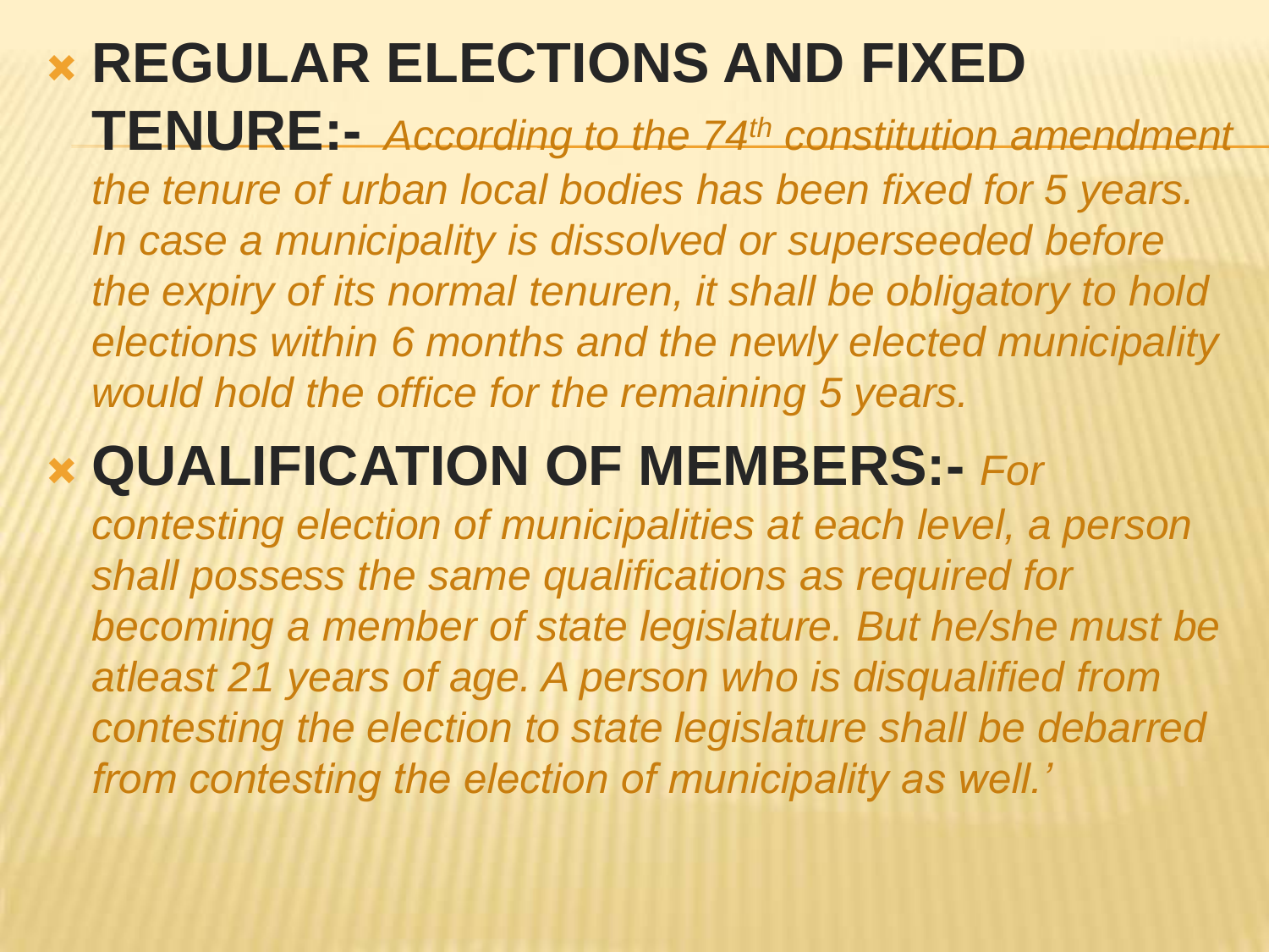- **REGULAR ELECTIONS AND FIXED TENURE:-** *According to the 74th constitution amendment the tenure of urban local bodies has been fixed for 5 years. In case a municipality is dissolved or superseeded before the expiry of its normal tenuren, it shall be obligatory to hold elections within 6 months and the newly elected municipality would hold the office for the remaining 5 years.*
- **QUALIFICATION OF MEMBERS:-** *For contesting election of municipalities at each level, a person shall possess the same qualifications as required for becoming a member of state legislature. But he/she must be atleast 21 years of age. A person who is disqualified from contesting the election to state legislature shall be debarred from contesting the election of municipality as well.'*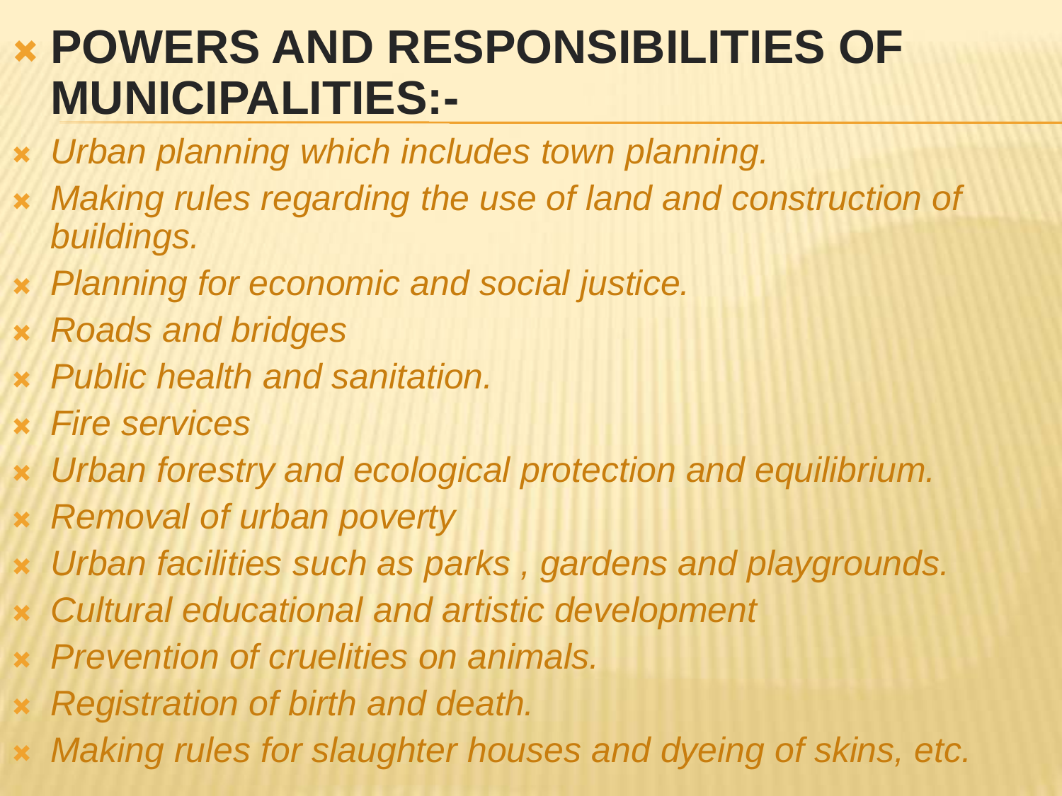## POWERS AND RESPONSIBILITIES OF MUNICIPALITIES:-

- *Urban planning which includes town planning.*
- *Making rules regarding the use of land and construction of buildings.*
- *Planning for economic and social justice.*
- *Roads and bridges*
- *Public health and sanitation.*
- *Fire services*
- *Urban forestry and ecological protection and equilibrium.*
- *Removal of urban poverty*
- *Urban facilities such as parks , gardens and playgrounds.*
- *Cultural educational and artistic development*
- *Prevention of cruelities on animals.*
- *Registration of birth and death.*
- *Making rules for slaughter houses and dyeing of skins, etc.*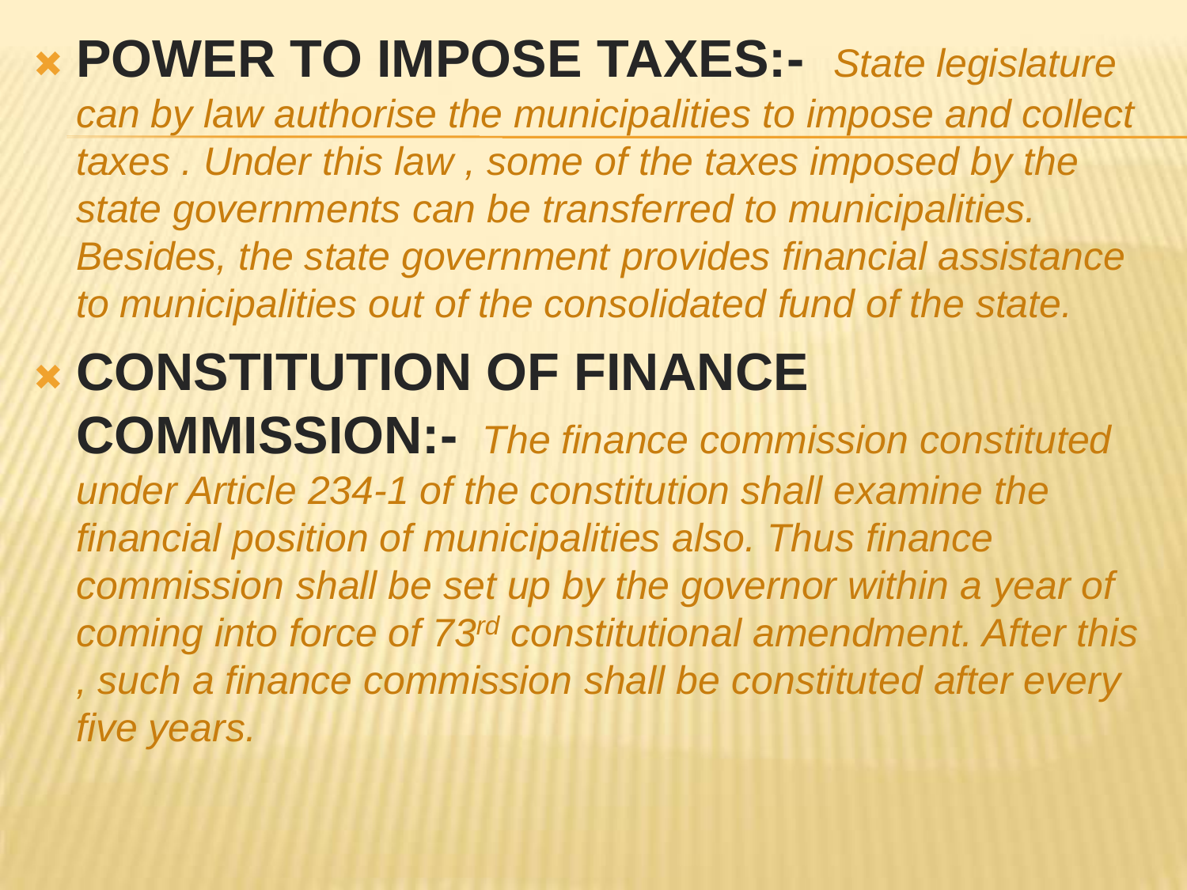- **POWER TO IMPOSE TAXES:-** *State legislature can by law authorise the municipalities to impose and collect taxes . Under this law , some of the taxes imposed by the state governments can be transferred to municipalities. Besides, the state government provides financial assistance to municipalities out of the consolidated fund of the state.*
- **CONSTITUTION OF FINANCE COMMISSION:-** *The finance commission constituted under Article 234-1 of the constitution shall examine the financial position of municipalities also. Thus finance commission shall be set up by the governor within a year of coming into force of 73rd constitutional amendment. After this , such a finance commission shall be constituted after every five years.*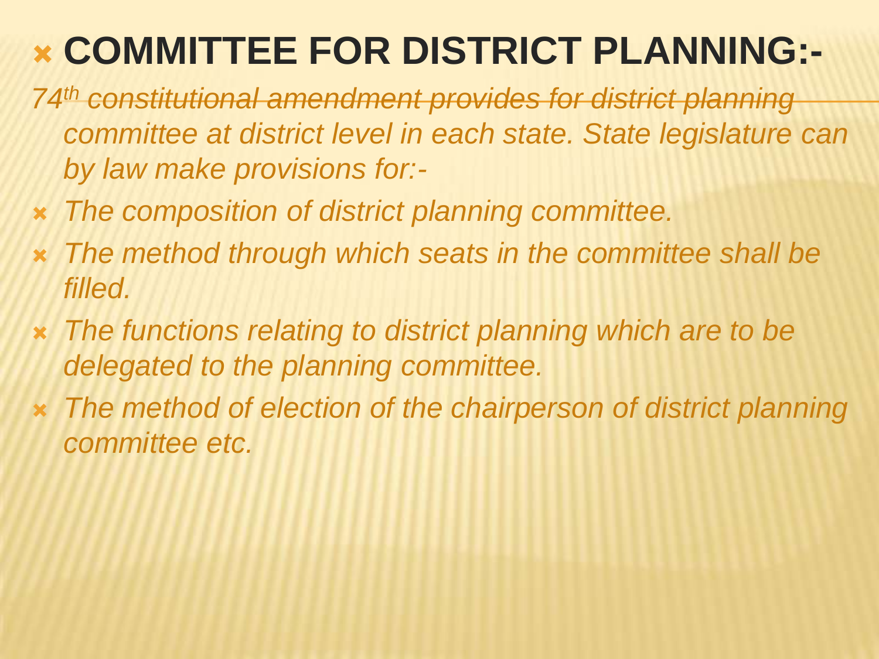# COMMITTEE FOR DISTRICT PLANNING:-

*74th constitutional amendment provides for district planning committee at district level in each state. State legislature can by law make provisions for:-*

- *The composition of district planning committee.*
- *The method through which seats in the committee shall be filled.*
- *The functions relating to district planning which are to be delegated to the planning committee.*
- *The method of election of the chairperson of district planning committee etc.*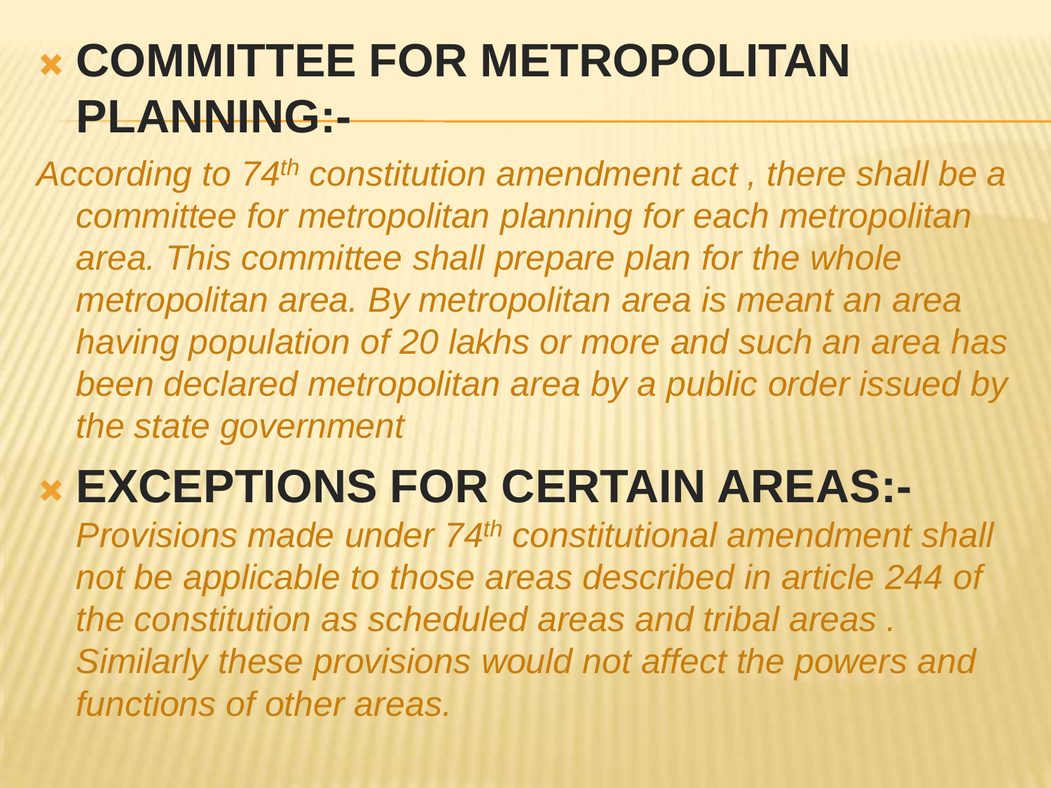## COMMITTEE FOR METROPOLITAN PLANNING:-

*According to 74th constitution amendment act , there shall be a committee for metropolitan planning for each metropolitan area. This committee shall prepare plan for the whole metropolitan area. By metropolitan area is meant an area having population of 20 lakhs or more and such an area has been declared metropolitan area by a public order issued by the state government*

## EXCEPTIONS FOR CERTAIN AREAS:-

*Provisions made under 74th constitutional amendment shall not be applicable to those areas described in article 244 of the constitution as scheduled areas and tribal areas . Similarly these provisions would not affect the powers and functions of other areas.*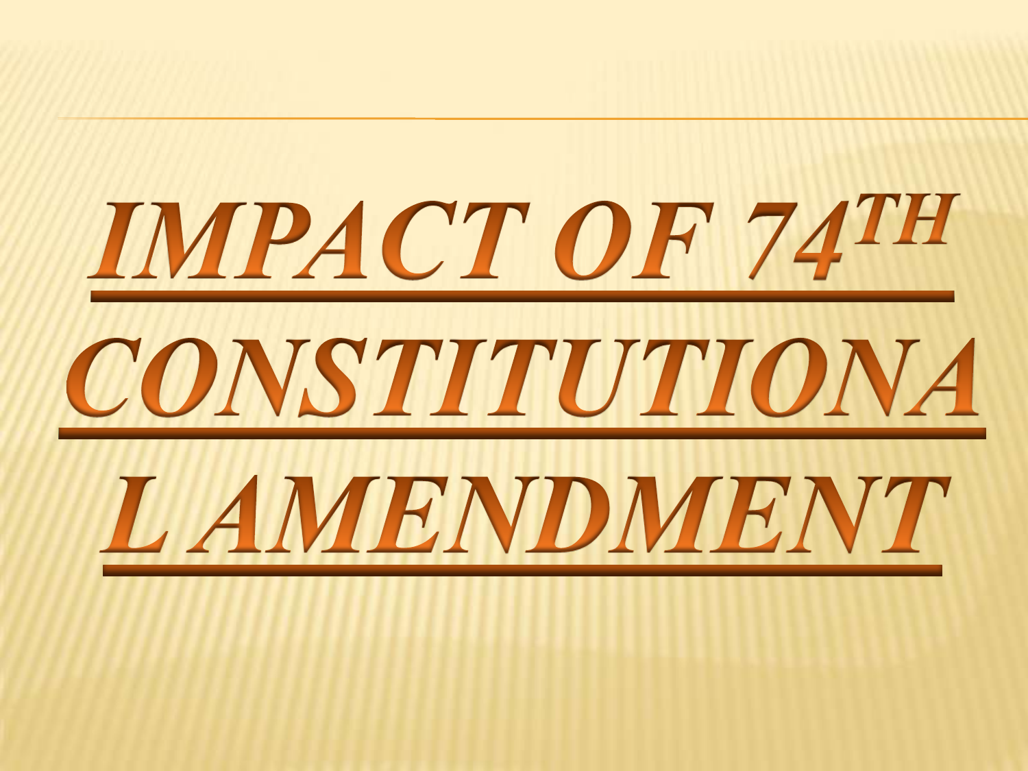# ***IMPACT OF 74TH CONSTITUTIONAL AMENDMENT***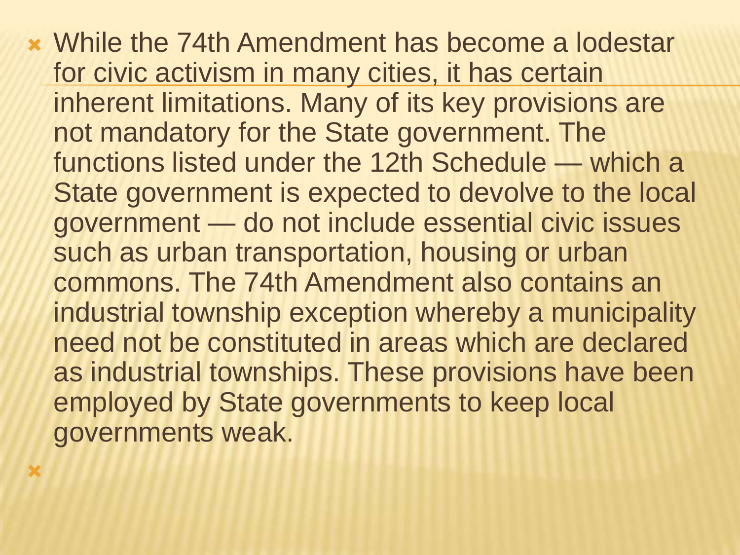- While the 74th Amendment has become a lodestar for civic activism in many cities, it has certain inherent limitations. Many of its key provisions are not mandatory for the State government. The functions listed under the 12th Schedule — which a State government is expected to devolve to the local government — do not include essential civic issues such as urban transportation, housing or urban commons. The 74th Amendment also contains an industrial township exception whereby a municipality need not be constituted in areas which are declared as industrial townships. These provisions have been employed by State governments to keep local governments weak.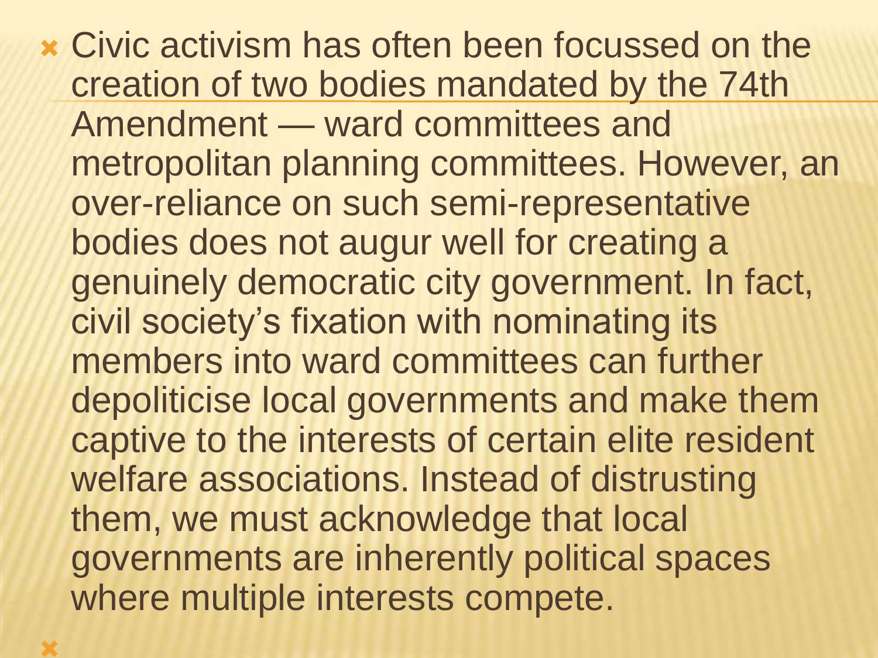- Civic activism has often been focussed on the creation of two bodies mandated by the 74th Amendment — ward committees and metropolitan planning committees. However, an over-reliance on such semi-representative bodies does not augur well for creating a genuinely democratic city government. In fact, civil society's fixation with nominating its members into ward committees can further depoliticise local governments and make them captive to the interests of certain elite resident welfare associations. Instead of distrusting them, we must acknowledge that local governments are inherently political spaces where multiple interests compete.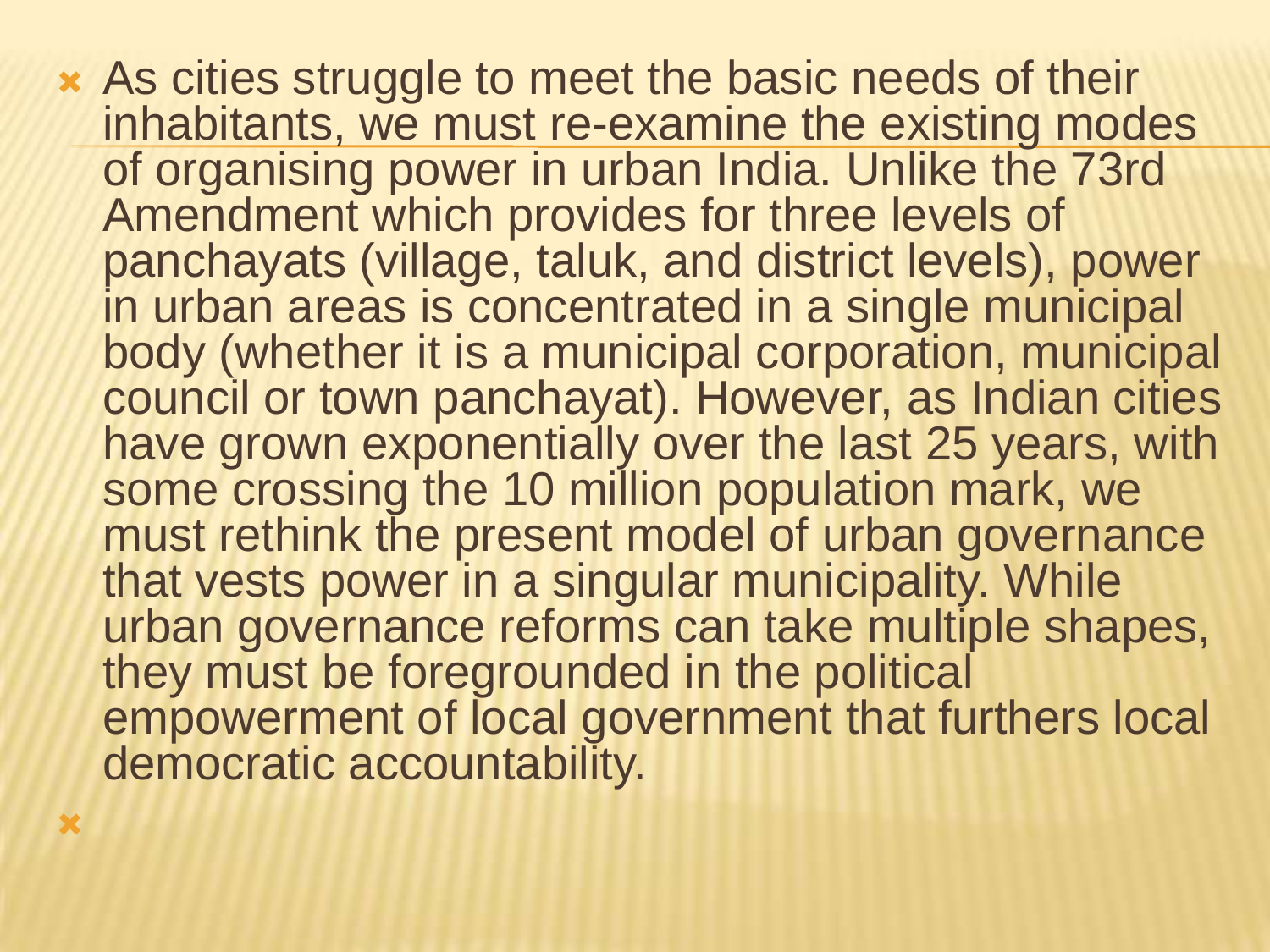- As cities struggle to meet the basic needs of their inhabitants, we must re-examine the existing modes of organising power in urban India. Unlike the 73rd Amendment which provides for three levels of panchayats (village, taluk, and district levels), power in urban areas is concentrated in a single municipal body (whether it is a municipal corporation, municipal council or town panchayat). However, as Indian cities have grown exponentially over the last 25 years, with some crossing the 10 million population mark, we must rethink the present model of urban governance that vests power in a singular municipality. While urban governance reforms can take multiple shapes, they must be foregrounded in the political empowerment of local government that furthers local democratic accountability.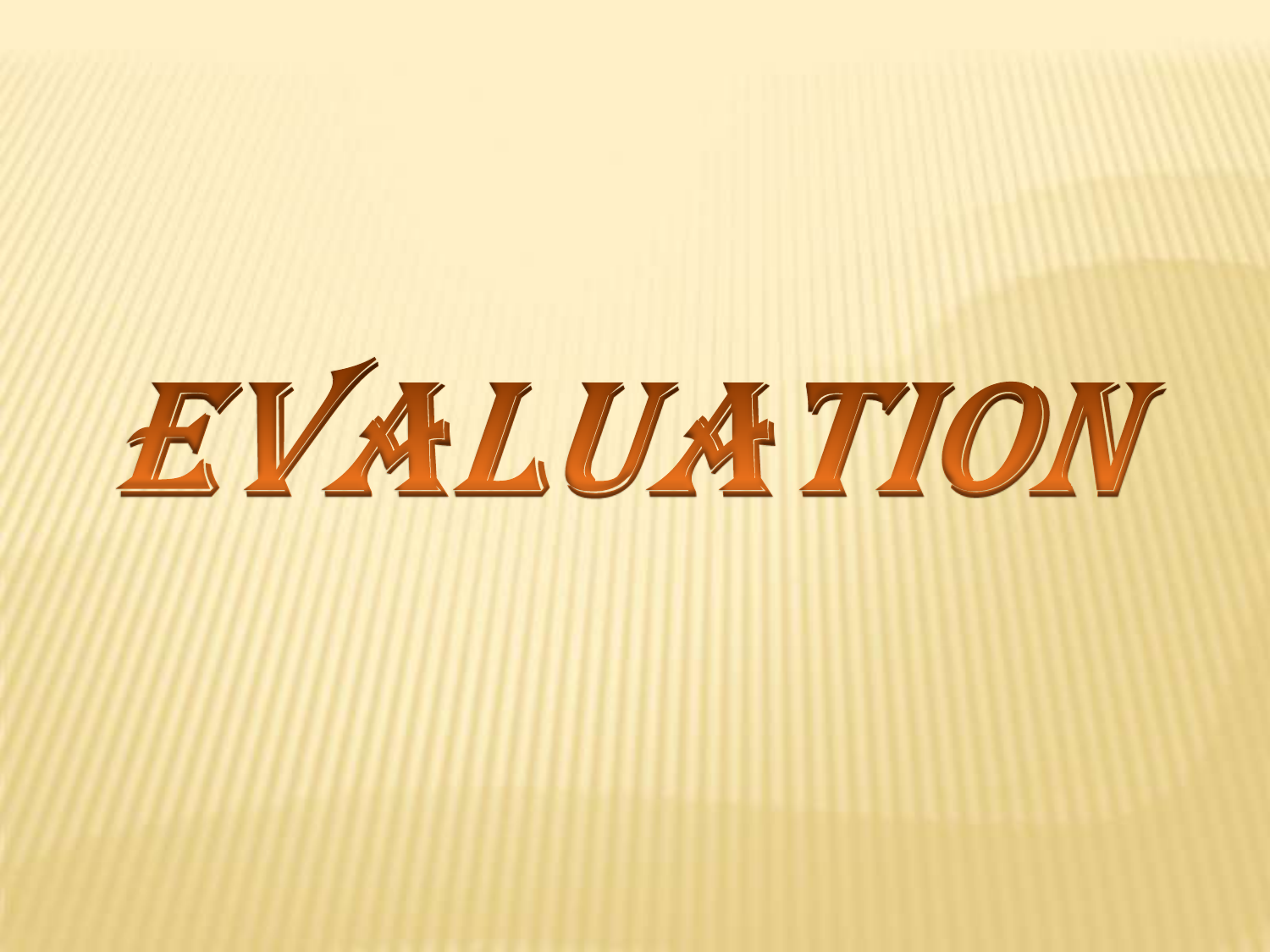# EVALUATION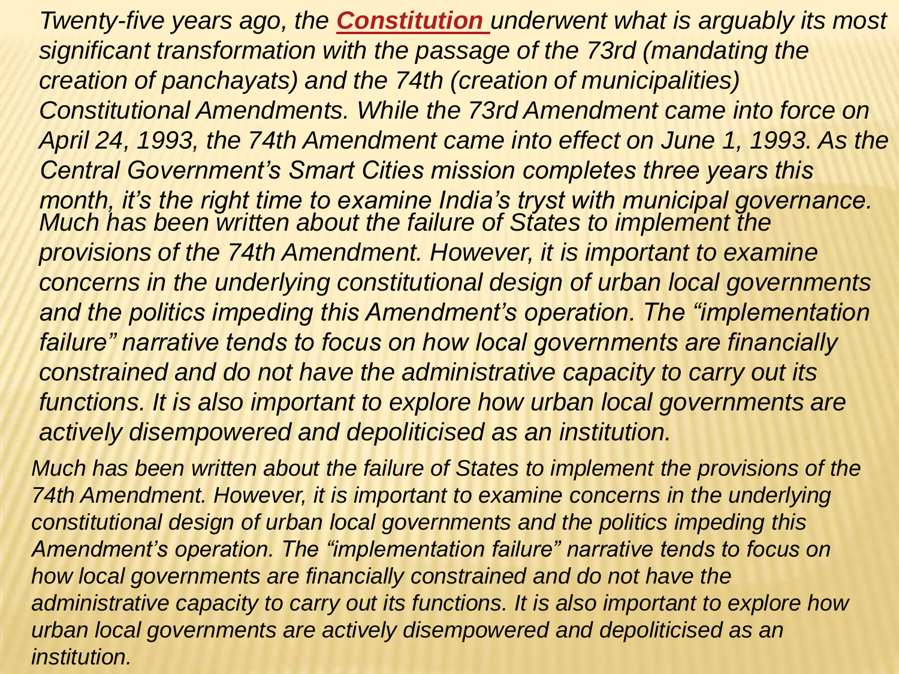*Twenty-five years ago, the* ***Constitution*** *underwent what is arguably its most significant transformation with the passage of the 73rd (mandating the creation of panchayats) and the 74th (creation of municipalities) Constitutional Amendments. While the 73rd Amendment came into force on April 24, 1993, the 74th Amendment came into effect on June 1, 1993. As the Central Government's Smart Cities mission completes three years this month, it's the right time to examine India's tryst with municipal governance.*

*Much has been written about the failure of States to implement the provisions of the 74th Amendment. However, it is important to examine concerns in the underlying constitutional design of urban local governments and the politics impeding this Amendment's operation. The "implementation failure" narrative tends to focus on how local governments are financially constrained and do not have the administrative capacity to carry out its functions. It is also important to explore how urban local governments are actively disempowered and depoliticised as an institution.*

*Much has been written about the failure of States to implement the provisions of the 74th Amendment. However, it is important to examine concerns in the underlying constitutional design of urban local governments and the politics impeding this Amendment's operation. The "implementation failure" narrative tends to focus on how local governments are financially constrained and do not have the administrative capacity to carry out its functions. It is also important to explore how urban local governments are actively disempowered and depoliticised as an institution.*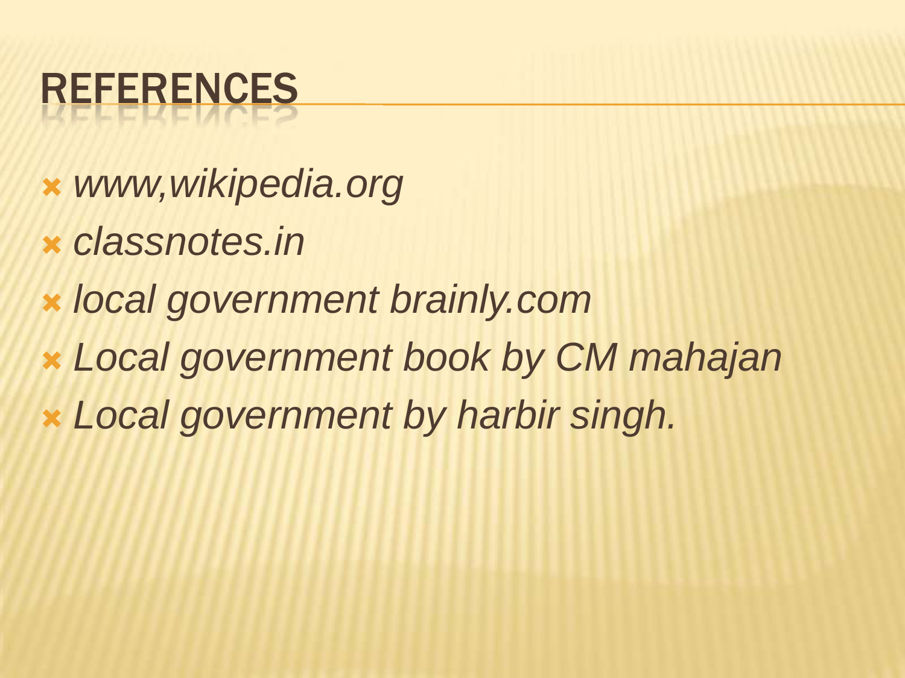# REFERENCES

- *www,wikipedia.org*
- *classnotes.in*
- *local government brainly.com*
- *Local government book by CM mahajan*
- *Local government by harbir singh.*